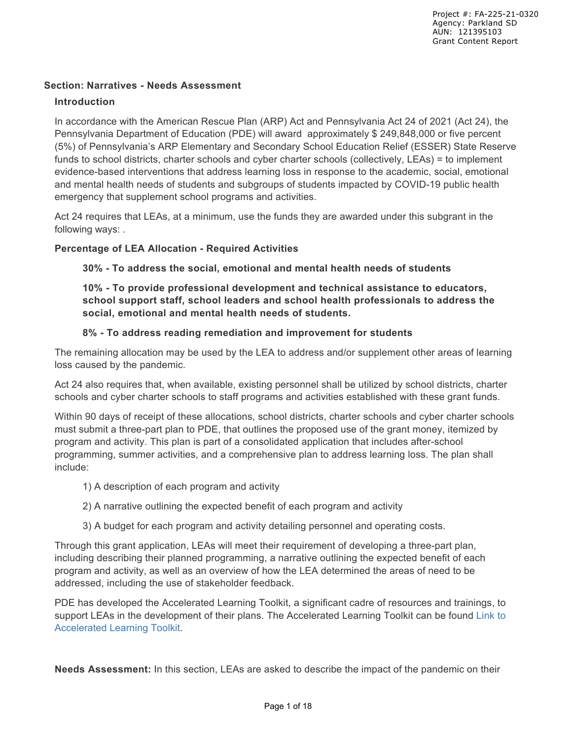Project #: FA-225-21-0320
Agency: Parkland SD
AUN: 121395103
Grant Content Report

## Section: Narratives - Needs Assessment

### Introduction

In accordance with the American Rescue Plan (ARP) Act and Pennsylvania Act 24 of 2021 (Act 24), the Pennsylvania Department of Education (PDE) will award approximately $ 249,848,000 or five percent (5%) of Pennsylvania's ARP Elementary and Secondary School Education Relief (ESSER) State Reserve funds to school districts, charter schools and cyber charter schools (collectively, LEAs) = to implement evidence-based interventions that address learning loss in response to the academic, social, emotional and mental health needs of students and subgroups of students impacted by COVID-19 public health emergency that supplement school programs and activities.

Act 24 requires that LEAs, at a minimum, use the funds they are awarded under this subgrant in the following ways: .

**Percentage of LEA Allocation - Required Activities**

**30% - To address the social, emotional and mental health needs of students**

**10% - To provide professional development and technical assistance to educators, school support staff, school leaders and school health professionals to address the social, emotional and mental health needs of students.**

**8% - To address reading remediation and improvement for students**

The remaining allocation may be used by the LEA to address and/or supplement other areas of learning loss caused by the pandemic.

Act 24 also requires that, when available, existing personnel shall be utilized by school districts, charter schools and cyber charter schools to staff programs and activities established with these grant funds.

Within 90 days of receipt of these allocations, school districts, charter schools and cyber charter schools must submit a three-part plan to PDE, that outlines the proposed use of the grant money, itemized by program and activity. This plan is part of a consolidated application that includes after-school programming, summer activities, and a comprehensive plan to address learning loss. The plan shall include:

1) A description of each program and activity

2) A narrative outlining the expected benefit of each program and activity

3) A budget for each program and activity detailing personnel and operating costs.

Through this grant application, LEAs will meet their requirement of developing a three-part plan, including describing their planned programming, a narrative outlining the expected benefit of each program and activity, as well as an overview of how the LEA determined the areas of need to be addressed, including the use of stakeholder feedback.

PDE has developed the Accelerated Learning Toolkit, a significant cadre of resources and trainings, to support LEAs in the development of their plans. The Accelerated Learning Toolkit can be found Link to Accelerated Learning Toolkit.

**Needs Assessment:** In this section, LEAs are asked to describe the impact of the pandemic on their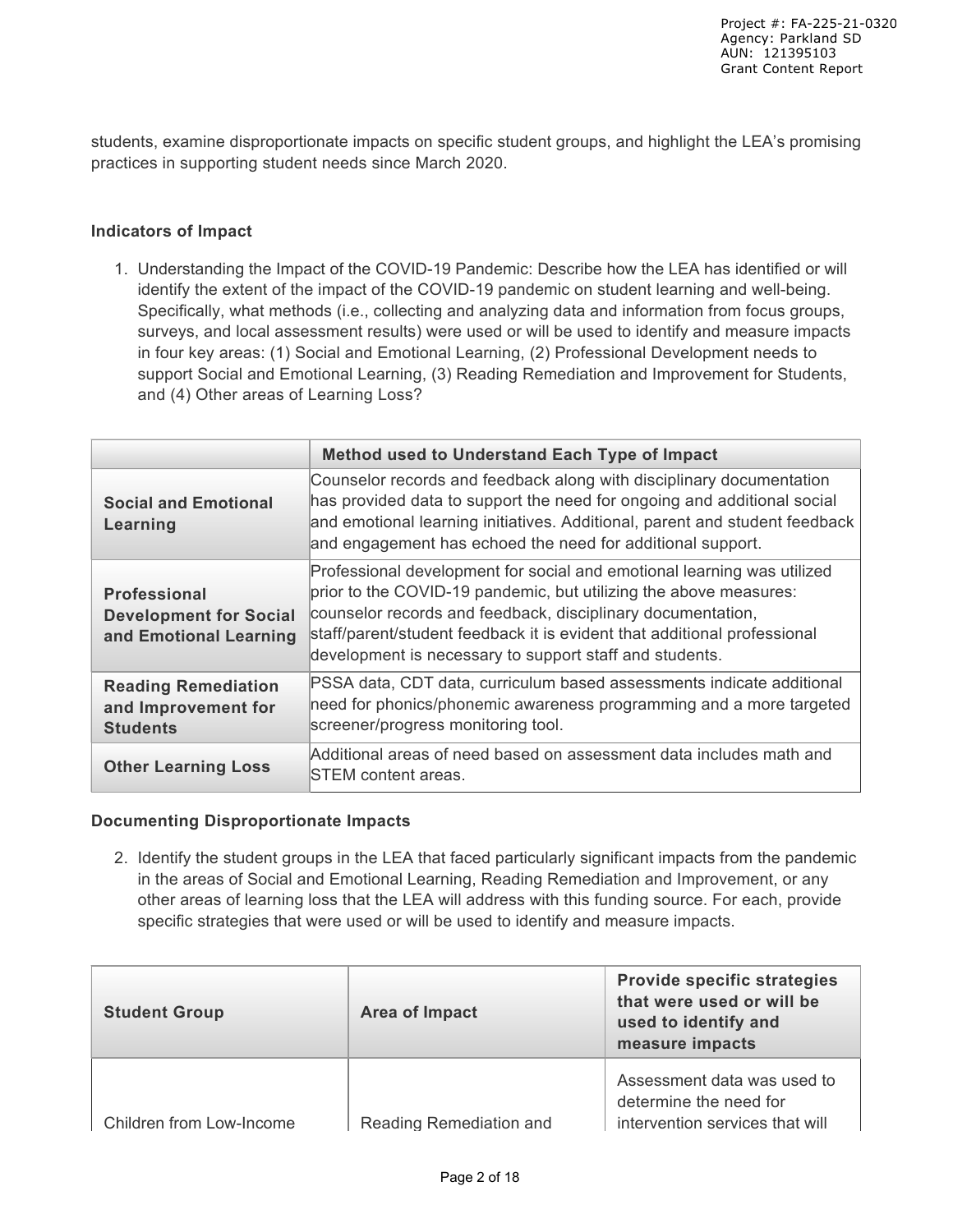students, examine disproportionate impacts on specific student groups, and highlight the LEA's promising practices in supporting student needs since March 2020.

### Indicators of Impact

1. Understanding the Impact of the COVID-19 Pandemic: Describe how the LEA has identified or will identify the extent of the impact of the COVID-19 pandemic on student learning and well-being. Specifically, what methods (i.e., collecting and analyzing data and information from focus groups, surveys, and local assessment results) were used or will be used to identify and measure impacts in four key areas: (1) Social and Emotional Learning, (2) Professional Development needs to support Social and Emotional Learning, (3) Reading Remediation and Improvement for Students, and (4) Other areas of Learning Loss?

| | Method used to Understand Each Type of Impact |
|---|---|
| **Social and Emotional Learning** | Counselor records and feedback along with disciplinary documentation has provided data to support the need for ongoing and additional social and emotional learning initiatives. Additional, parent and student feedback and engagement has echoed the need for additional support. |
| **Professional Development for Social and Emotional Learning** | Professional development for social and emotional learning was utilized prior to the COVID-19 pandemic, but utilizing the above measures: counselor records and feedback, disciplinary documentation, staff/parent/student feedback it is evident that additional professional development is necessary to support staff and students. |
| **Reading Remediation and Improvement for Students** | PSSA data, CDT data, curriculum based assessments indicate additional need for phonics/phonemic awareness programming and a more targeted screener/progress monitoring tool. |
| **Other Learning Loss** | Additional areas of need based on assessment data includes math and STEM content areas. |

### Documenting Disproportionate Impacts

2. Identify the student groups in the LEA that faced particularly significant impacts from the pandemic in the areas of Social and Emotional Learning, Reading Remediation and Improvement, or any other areas of learning loss that the LEA will address with this funding source. For each, provide specific strategies that were used or will be used to identify and measure impacts.

| Student Group | Area of Impact | Provide specific strategies that were used or will be used to identify and measure impacts |
|---|---|---|
| Children from Low-Income | Reading Remediation and | Assessment data was used to determine the need for intervention services that will |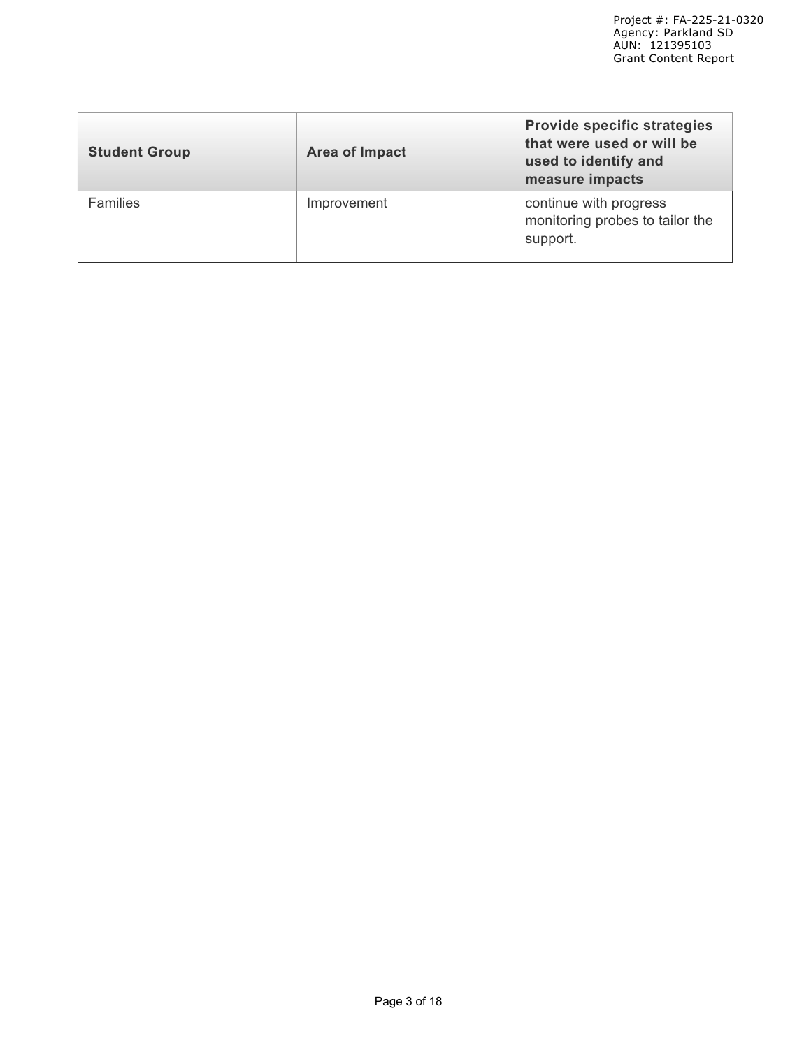| Student Group | Area of Impact | Provide specific strategies that were used or will be used to identify and measure impacts |
| --- | --- | --- |
| Families | Improvement | continue with progress monitoring probes to tailor the support. |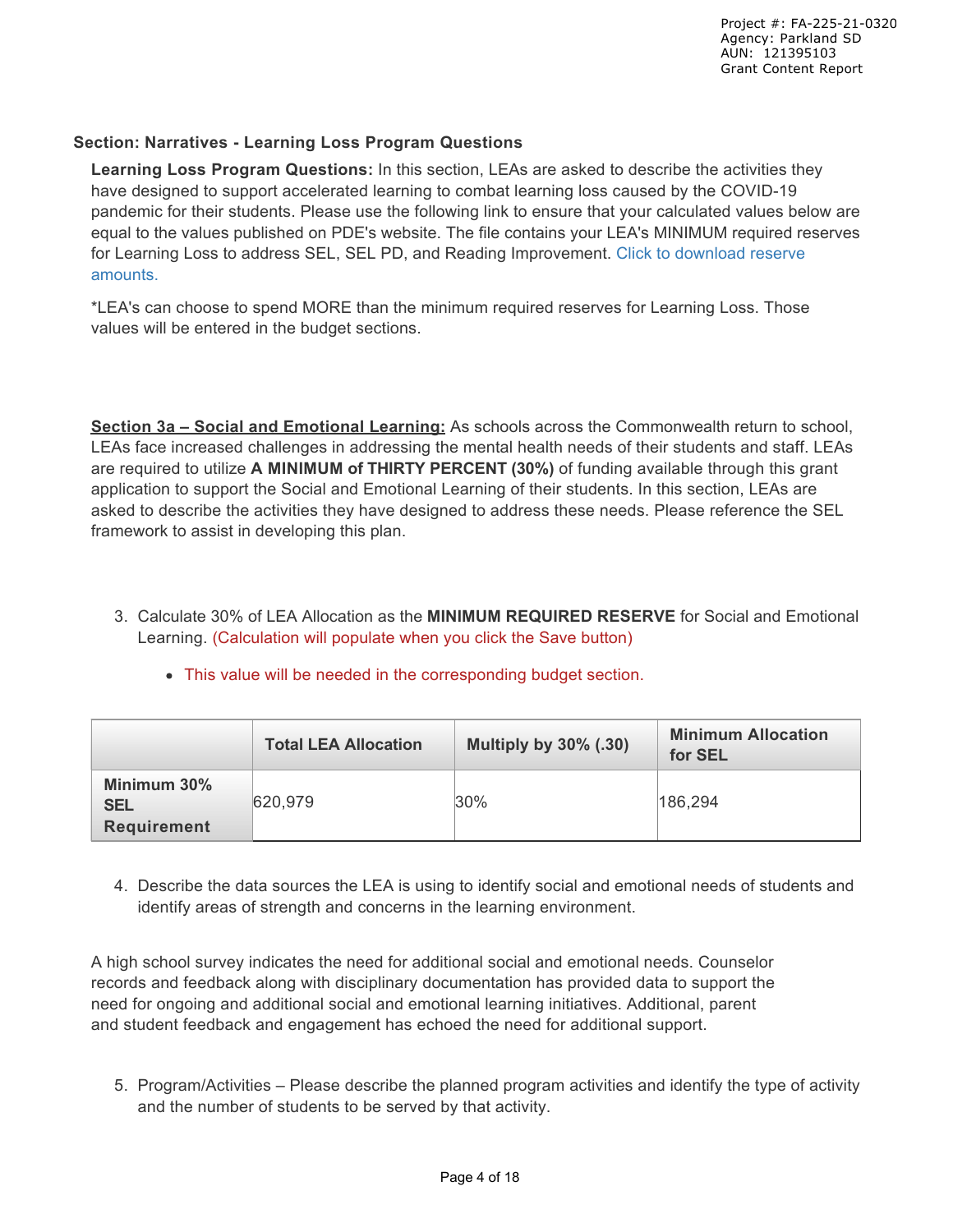## Section: Narratives - Learning Loss Program Questions

**Learning Loss Program Questions:** In this section, LEAs are asked to describe the activities they have designed to support accelerated learning to combat learning loss caused by the COVID-19 pandemic for their students. Please use the following link to ensure that your calculated values below are equal to the values published on PDE's website. The file contains your LEA's MINIMUM required reserves for Learning Loss to address SEL, SEL PD, and Reading Improvement. Click to download reserve amounts.

*LEA's can choose to spend MORE than the minimum required reserves for Learning Loss. Those values will be entered in the budget sections.

**Section 3a – Social and Emotional Learning:** As schools across the Commonwealth return to school, LEAs face increased challenges in addressing the mental health needs of their students and staff. LEAs are required to utilize **A MINIMUM of THIRTY PERCENT (30%)** of funding available through this grant application to support the Social and Emotional Learning of their students. In this section, LEAs are asked to describe the activities they have designed to address these needs. Please reference the SEL framework to assist in developing this plan.

3. Calculate 30% of LEA Allocation as the **MINIMUM REQUIRED RESERVE** for Social and Emotional Learning. (Calculation will populate when you click the Save button)
   - This value will be needed in the corresponding budget section.

| | Total LEA Allocation | Multiply by 30% (.30) | Minimum Allocation for SEL |
|---|---|---|---|
| **Minimum 30% SEL Requirement** | 620,979 | 30% | 186,294 |

4. Describe the data sources the LEA is using to identify social and emotional needs of students and identify areas of strength and concerns in the learning environment.

A high school survey indicates the need for additional social and emotional needs. Counselor records and feedback along with disciplinary documentation has provided data to support the need for ongoing and additional social and emotional learning initiatives. Additional, parent and student feedback and engagement has echoed the need for additional support.

5. Program/Activities – Please describe the planned program activities and identify the type of activity and the number of students to be served by that activity.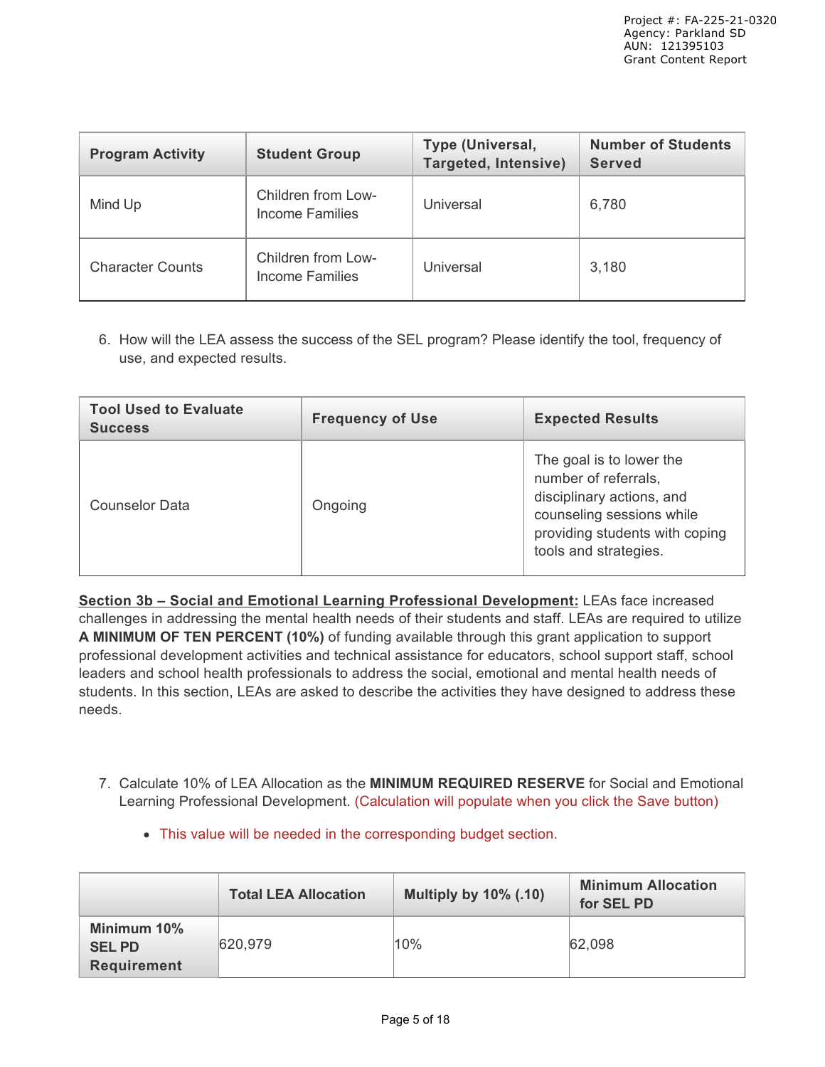| Program Activity | Student Group | Type (Universal, Targeted, Intensive) | Number of Students Served |
|---|---|---|---|
| Mind Up | Children from Low-Income Families | Universal | 6,780 |
| Character Counts | Children from Low-Income Families | Universal | 3,180 |

6. How will the LEA assess the success of the SEL program? Please identify the tool, frequency of use, and expected results.

| Tool Used to Evaluate Success | Frequency of Use | Expected Results |
|---|---|---|
| Counselor Data | Ongoing | The goal is to lower the number of referrals, disciplinary actions, and counseling sessions while providing students with coping tools and strategies. |

**Section 3b – Social and Emotional Learning Professional Development:** LEAs face increased challenges in addressing the mental health needs of their students and staff. LEAs are required to utilize **A MINIMUM OF TEN PERCENT (10%)** of funding available through this grant application to support professional development activities and technical assistance for educators, school support staff, school leaders and school health professionals to address the social, emotional and mental health needs of students. In this section, LEAs are asked to describe the activities they have designed to address these needs.

7. Calculate 10% of LEA Allocation as the **MINIMUM REQUIRED RESERVE** for Social and Emotional Learning Professional Development. (Calculation will populate when you click the Save button)

   - This value will be needed in the corresponding budget section.

| | Total LEA Allocation | Multiply by 10% (.10) | Minimum Allocation for SEL PD |
|---|---|---|---|
| **Minimum 10% SEL PD Requirement** | 620,979 | 10% | 62,098 |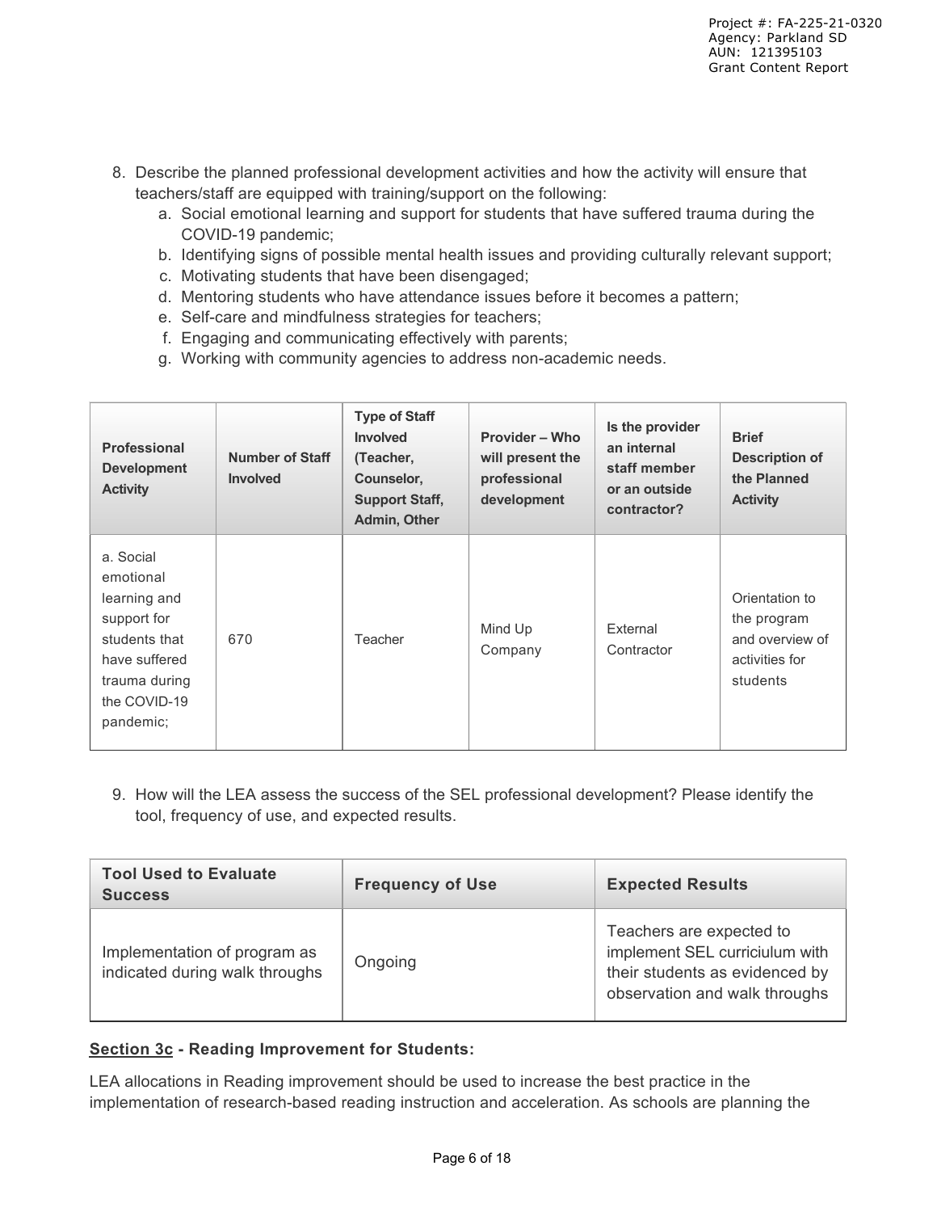8. Describe the planned professional development activities and how the activity will ensure that teachers/staff are equipped with training/support on the following:
   a. Social emotional learning and support for students that have suffered trauma during the COVID-19 pandemic;
   b. Identifying signs of possible mental health issues and providing culturally relevant support;
   c. Motivating students that have been disengaged;
   d. Mentoring students who have attendance issues before it becomes a pattern;
   e. Self-care and mindfulness strategies for teachers;
   f. Engaging and communicating effectively with parents;
   g. Working with community agencies to address non-academic needs.

| Professional Development Activity | Number of Staff Involved | Type of Staff Involved (Teacher, Counselor, Support Staff, Admin, Other | Provider – Who will present the professional development | Is the provider an internal staff member or an outside contractor? | Brief Description of the Planned Activity |
|---|---|---|---|---|---|
| a. Social emotional learning and support for students that have suffered trauma during the COVID-19 pandemic; | 670 | Teacher | Mind Up Company | External Contractor | Orientation to the program and overview of activities for students |

9. How will the LEA assess the success of the SEL professional development? Please identify the tool, frequency of use, and expected results.

| Tool Used to Evaluate Success | Frequency of Use | Expected Results |
|---|---|---|
| Implementation of program as indicated during walk throughs | Ongoing | Teachers are expected to implement SEL curriciulum with their students as evidenced by observation and walk throughs |

**<u>Section 3c</u> - Reading Improvement for Students:**

LEA allocations in Reading improvement should be used to increase the best practice in the implementation of research-based reading instruction and acceleration. As schools are planning the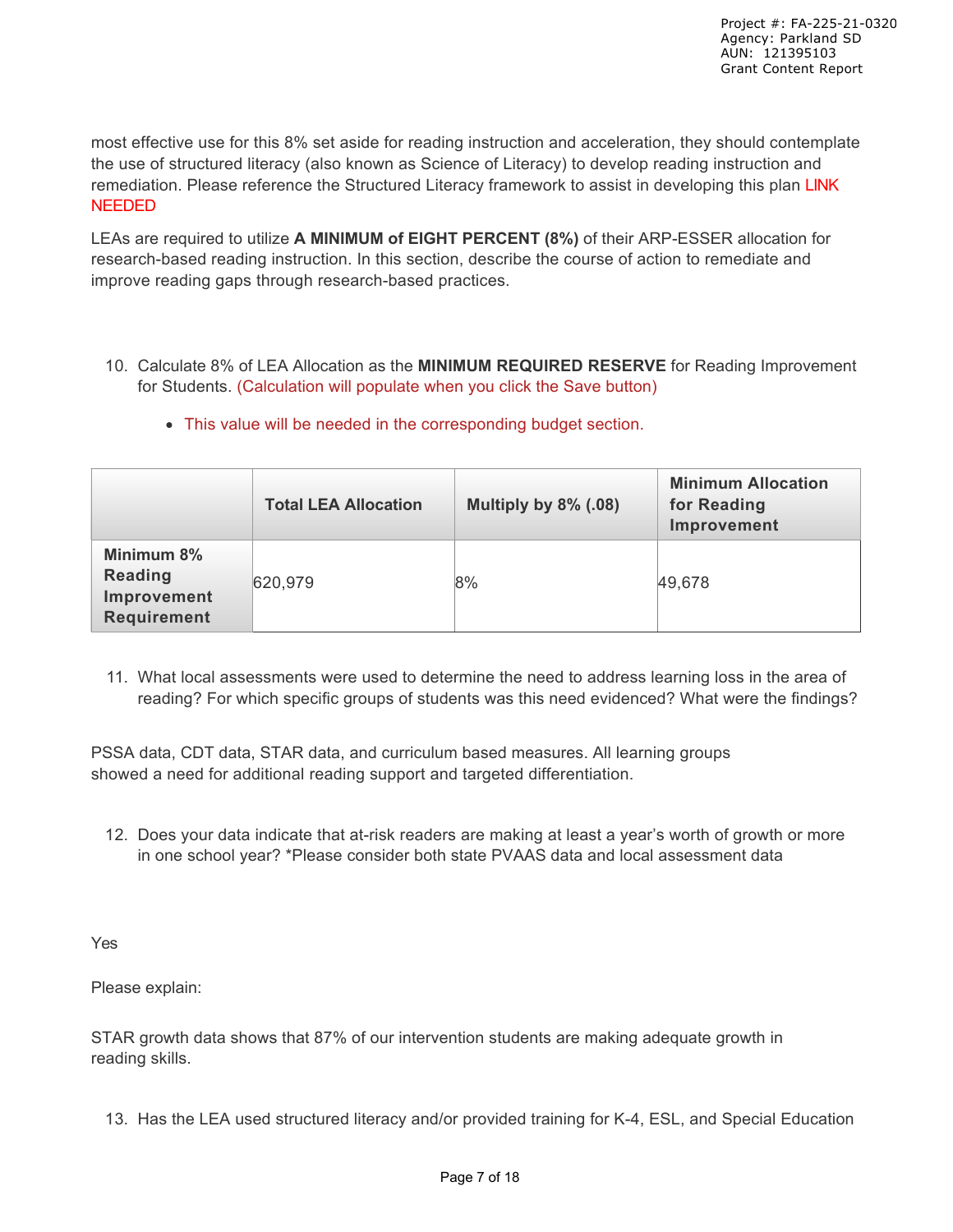most effective use for this 8% set aside for reading instruction and acceleration, they should contemplate the use of structured literacy (also known as Science of Literacy) to develop reading instruction and remediation. Please reference the Structured Literacy framework to assist in developing this plan LINK NEEDED

LEAs are required to utilize **A MINIMUM of EIGHT PERCENT (8%)** of their ARP-ESSER allocation for research-based reading instruction. In this section, describe the course of action to remediate and improve reading gaps through research-based practices.

10. Calculate 8% of LEA Allocation as the **MINIMUM REQUIRED RESERVE** for Reading Improvement for Students. (Calculation will populate when you click the Save button)
    - This value will be needed in the corresponding budget section.

| | Total LEA Allocation | Multiply by 8% (.08) | Minimum Allocation for Reading Improvement |
|---|---|---|---|
| **Minimum 8% Reading Improvement Requirement** | 620,979 | 8% | 49,678 |

11. What local assessments were used to determine the need to address learning loss in the area of reading? For which specific groups of students was this need evidenced? What were the findings?

PSSA data, CDT data, STAR data, and curriculum based measures. All learning groups showed a need for additional reading support and targeted differentiation.

12. Does your data indicate that at-risk readers are making at least a year's worth of growth or more in one school year? *Please consider both state PVAAS data and local assessment data

Yes

Please explain:

STAR growth data shows that 87% of our intervention students are making adequate growth in reading skills.

13. Has the LEA used structured literacy and/or provided training for K-4, ESL, and Special Education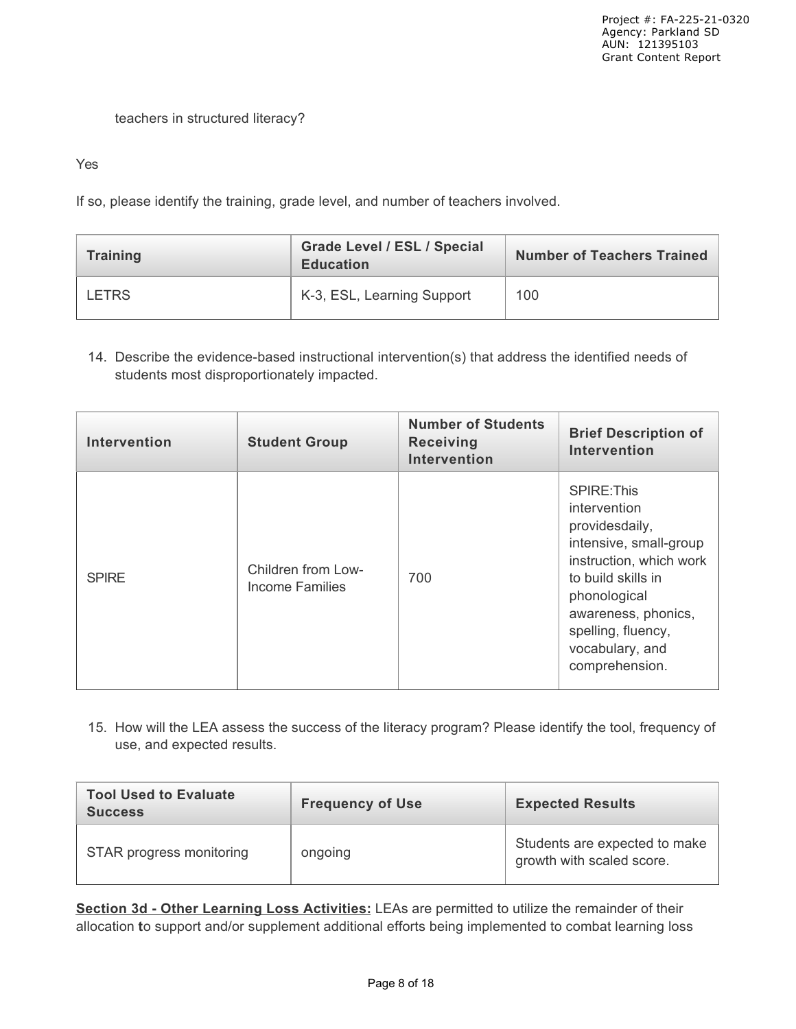teachers in structured literacy?

Yes

If so, please identify the training, grade level, and number of teachers involved.

| Training | Grade Level / ESL / Special Education | Number of Teachers Trained |
|---|---|---|
| LETRS | K-3, ESL, Learning Support | 100 |

14. Describe the evidence-based instructional intervention(s) that address the identified needs of students most disproportionately impacted.

| Intervention | Student Group | Number of Students Receiving Intervention | Brief Description of Intervention |
|---|---|---|---|
| SPIRE | Children from Low-Income Families | 700 | SPIRE:This intervention providesdaily, intensive, small-group instruction, which work to build skills in phonological awareness, phonics, spelling, fluency, vocabulary, and comprehension. |

15. How will the LEA assess the success of the literacy program? Please identify the tool, frequency of use, and expected results.

| Tool Used to Evaluate Success | Frequency of Use | Expected Results |
|---|---|---|
| STAR progress monitoring | ongoing | Students are expected to make growth with scaled score. |

**Section 3d - Other Learning Loss Activities:** LEAs are permitted to utilize the remainder of their allocation to support and/or supplement additional efforts being implemented to combat learning loss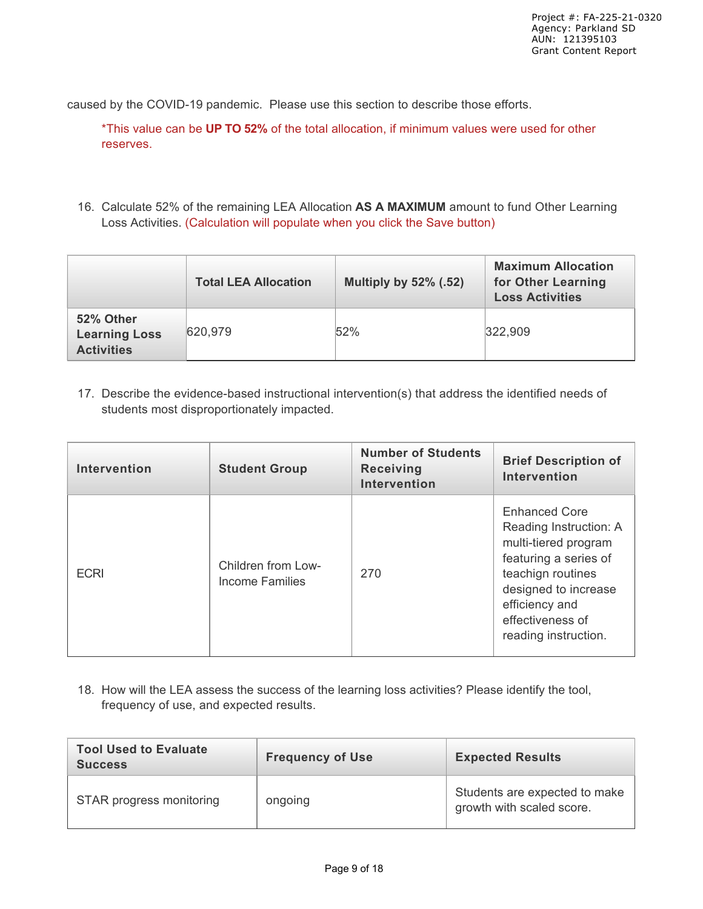caused by the COVID-19 pandemic. Please use this section to describe those efforts.

*This value can be **UP TO 52%** of the total allocation, if minimum values were used for other reserves.

16. Calculate 52% of the remaining LEA Allocation **AS A MAXIMUM** amount to fund Other Learning Loss Activities. (Calculation will populate when you click the Save button)

| | Total LEA Allocation | Multiply by 52% (.52) | Maximum Allocation for Other Learning Loss Activities |
|---|---|---|---|
| **52% Other Learning Loss Activities** | 620,979 | 52% | 322,909 |

17. Describe the evidence-based instructional intervention(s) that address the identified needs of students most disproportionately impacted.

| Intervention | Student Group | Number of Students Receiving Intervention | Brief Description of Intervention |
|---|---|---|---|
| ECRI | Children from Low-Income Families | 270 | Enhanced Core Reading Instruction: A multi-tiered program featuring a series of teachign routines designed to increase efficiency and effectiveness of reading instruction. |

18. How will the LEA assess the success of the learning loss activities? Please identify the tool, frequency of use, and expected results.

| Tool Used to Evaluate Success | Frequency of Use | Expected Results |
|---|---|---|
| STAR progress monitoring | ongoing | Students are expected to make growth with scaled score. |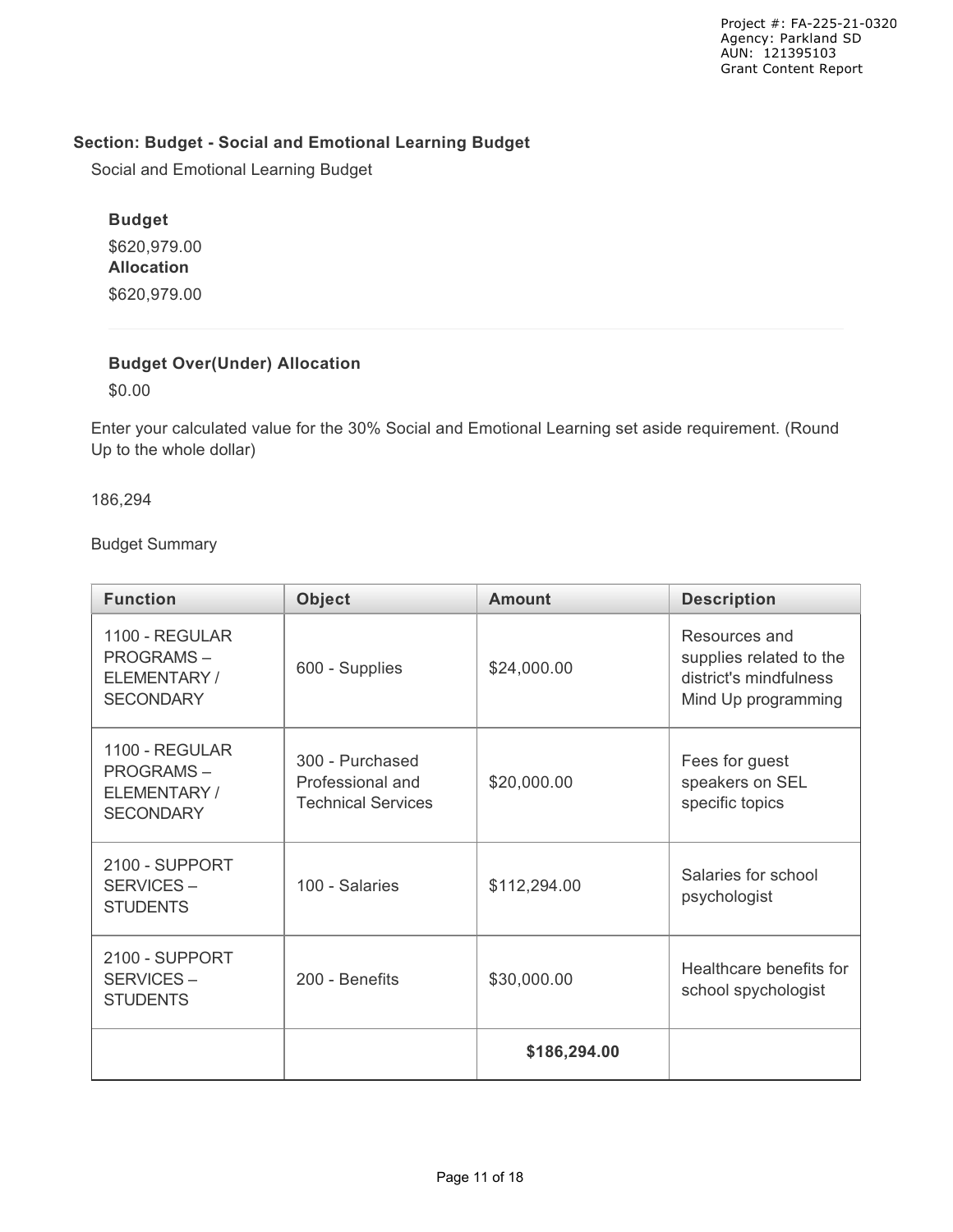## Section: Budget - Social and Emotional Learning Budget

Social and Emotional Learning Budget

**Budget**

$620,979.00

**Allocation**

$620,979.00

**Budget Over(Under) Allocation**

$0.00

Enter your calculated value for the 30% Social and Emotional Learning set aside requirement. (Round Up to the whole dollar)

186,294

Budget Summary

| Function | Object | Amount | Description |
|---|---|---|---|
| 1100 - REGULAR PROGRAMS – ELEMENTARY / SECONDARY | 600 - Supplies | $24,000.00 | Resources and supplies related to the district's mindfulness Mind Up programming |
| 1100 - REGULAR PROGRAMS – ELEMENTARY / SECONDARY | 300 - Purchased Professional and Technical Services | $20,000.00 | Fees for guest speakers on SEL specific topics |
| 2100 - SUPPORT SERVICES – STUDENTS | 100 - Salaries | $112,294.00 | Salaries for school psychologist |
| 2100 - SUPPORT SERVICES – STUDENTS | 200 - Benefits | $30,000.00 | Healthcare benefits for school spychologist |
| | | **$186,294.00** | |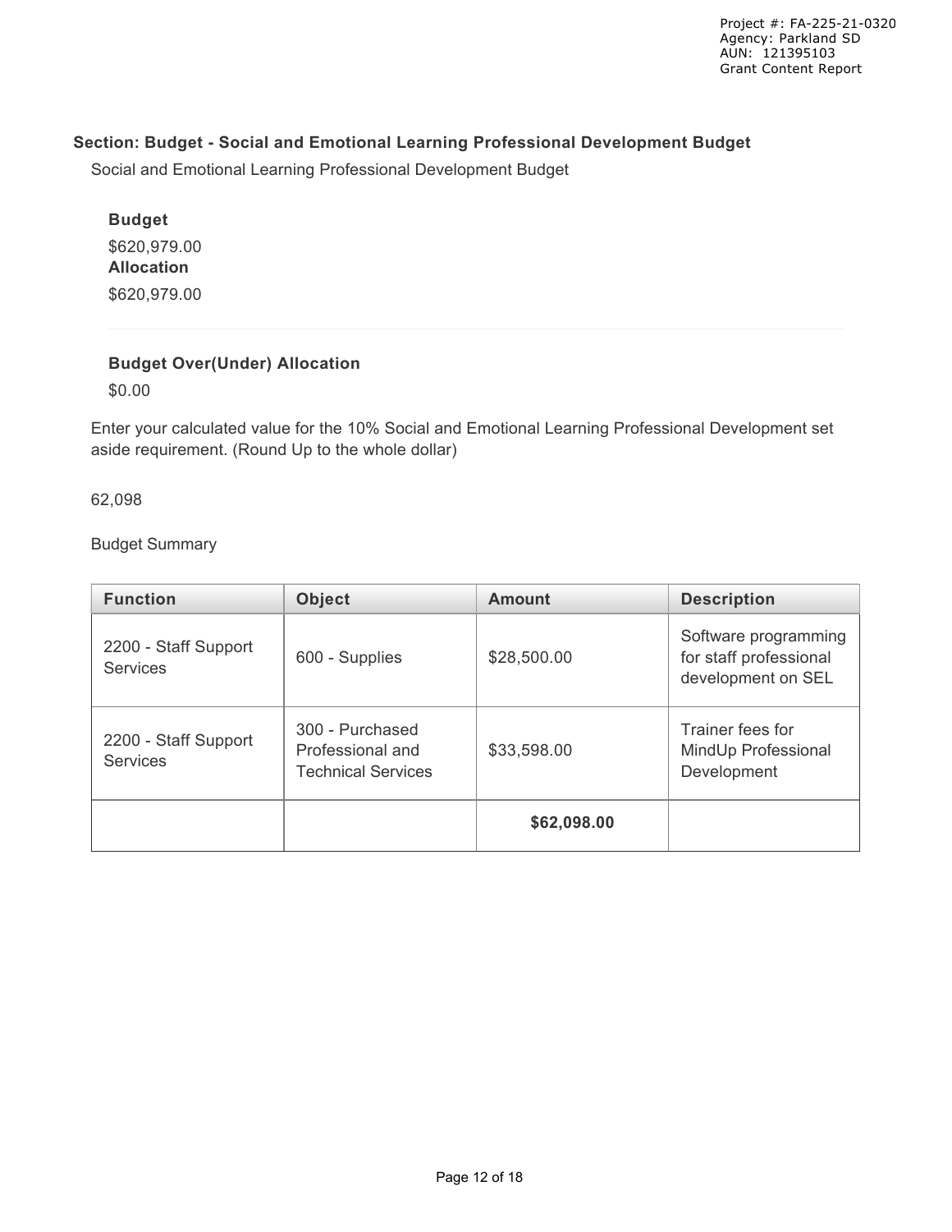## Section: Budget - Social and Emotional Learning Professional Development Budget

Social and Emotional Learning Professional Development Budget

**Budget**

$620,979.00

**Allocation**

$620,979.00

**Budget Over(Under) Allocation**

$0.00

Enter your calculated value for the 10% Social and Emotional Learning Professional Development set aside requirement. (Round Up to the whole dollar)

62,098

Budget Summary

| Function | Object | Amount | Description |
| --- | --- | --- | --- |
| 2200 - Staff Support Services | 600 - Supplies | $28,500.00 | Software programming for staff professional development on SEL |
| 2200 - Staff Support Services | 300 - Purchased Professional and Technical Services | $33,598.00 | Trainer fees for MindUp Professional Development |
| | | **$62,098.00** | |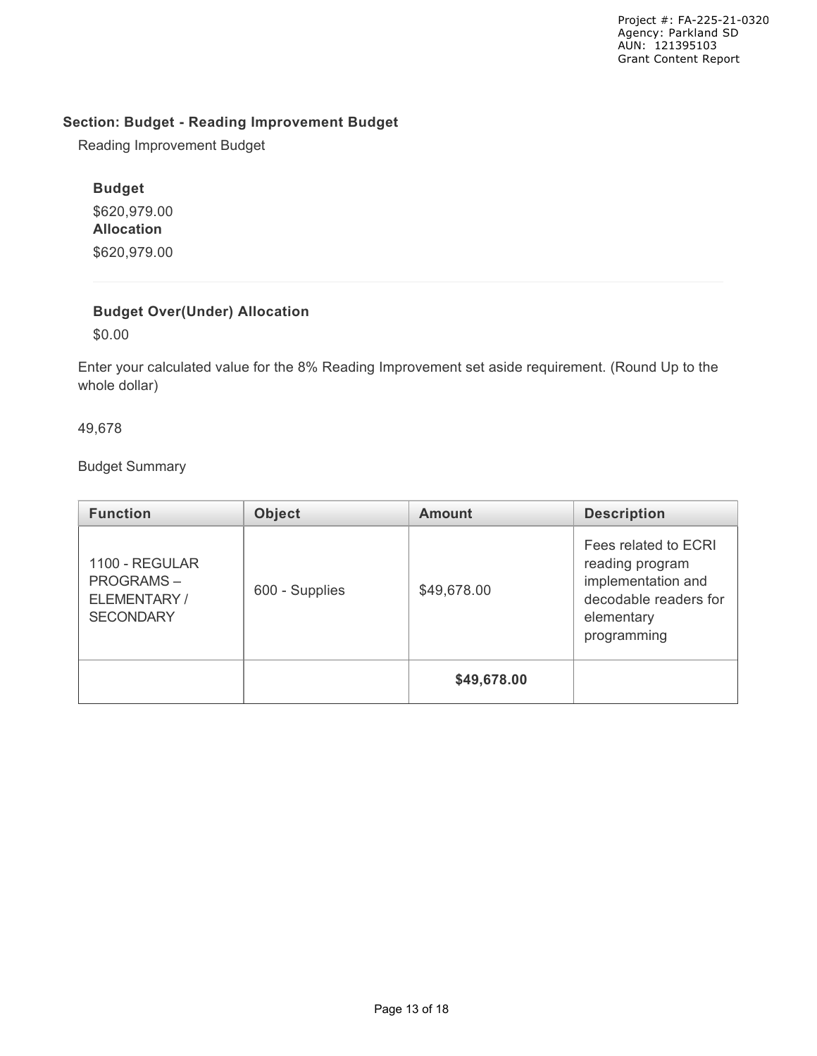## Section: Budget - Reading Improvement Budget

Reading Improvement Budget

**Budget**

$620,979.00

**Allocation**

$620,979.00

**Budget Over(Under) Allocation**

$0.00

Enter your calculated value for the 8% Reading Improvement set aside requirement. (Round Up to the whole dollar)

49,678

Budget Summary

| Function | Object | Amount | Description |
|---|---|---|---|
| 1100 - REGULAR PROGRAMS – ELEMENTARY / SECONDARY | 600 - Supplies | $49,678.00 | Fees related to ECRI reading program implementation and decodable readers for elementary programming |
| | | **$49,678.00** | |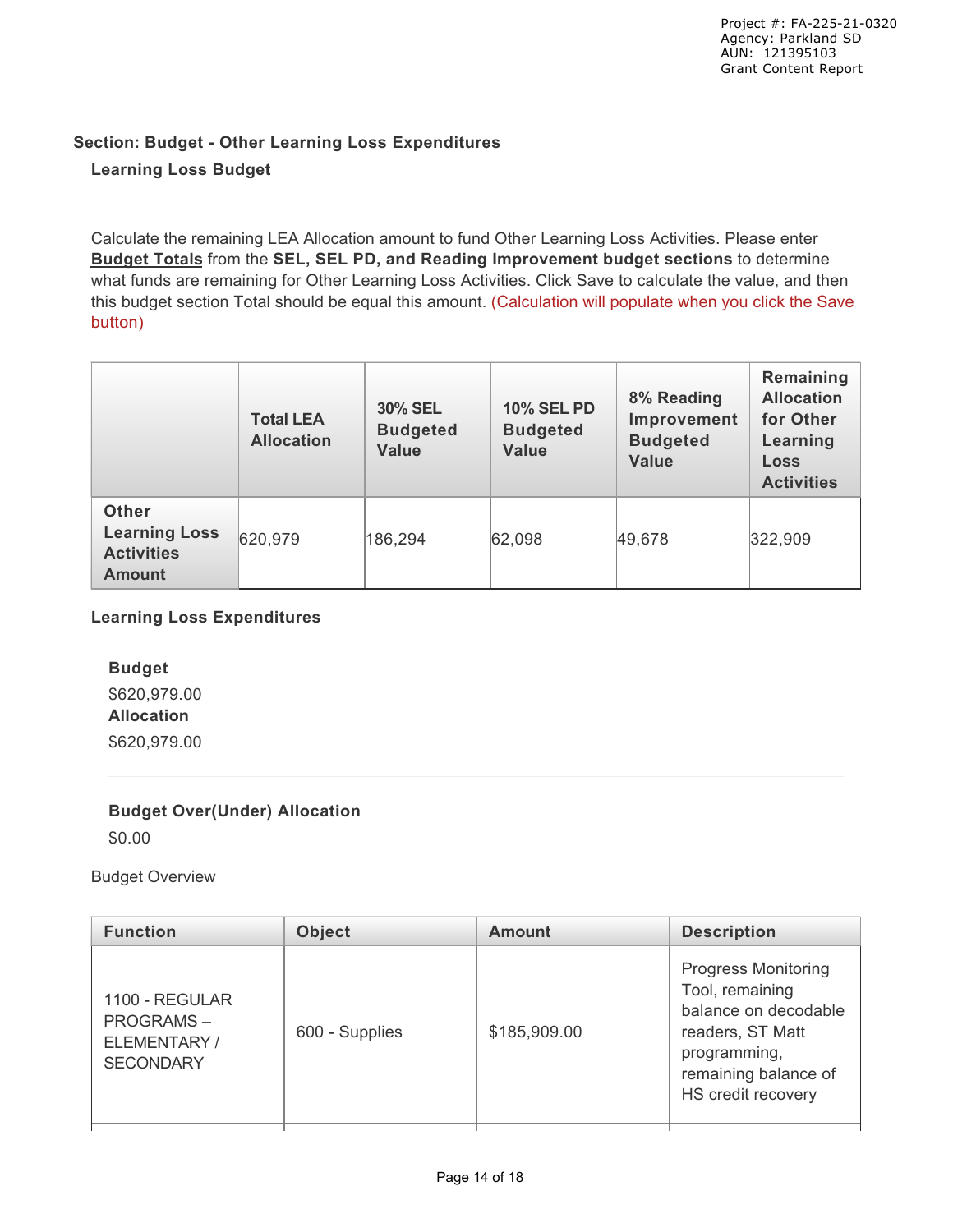Project #: FA-225-21-0320
Agency: Parkland SD
AUN: 121395103
Grant Content Report

## Section: Budget - Other Learning Loss Expenditures

### Learning Loss Budget

Calculate the remaining LEA Allocation amount to fund Other Learning Loss Activities. Please enter **Budget Totals** from the **SEL, SEL PD, and Reading Improvement budget sections** to determine what funds are remaining for Other Learning Loss Activities. Click Save to calculate the value, and then this budget section Total should be equal this amount. (Calculation will populate when you click the Save button)

| | Total LEA Allocation | 30% SEL Budgeted Value | 10% SEL PD Budgeted Value | 8% Reading Improvement Budgeted Value | Remaining Allocation for Other Learning Loss Activities |
|---|---|---|---|---|---|
| **Other Learning Loss Activities Amount** | 620,979 | 186,294 | 62,098 | 49,678 | 322,909 |

### Learning Loss Expenditures

**Budget**
$620,979.00
**Allocation**
$620,979.00

**Budget Over(Under) Allocation**
$0.00

Budget Overview

| Function | Object | Amount | Description |
|---|---|---|---|
| 1100 - REGULAR PROGRAMS – ELEMENTARY / SECONDARY | 600 - Supplies | $185,909.00 | Progress Monitoring Tool, remaining balance on decodable readers, ST Matt programming, remaining balance of HS credit recovery |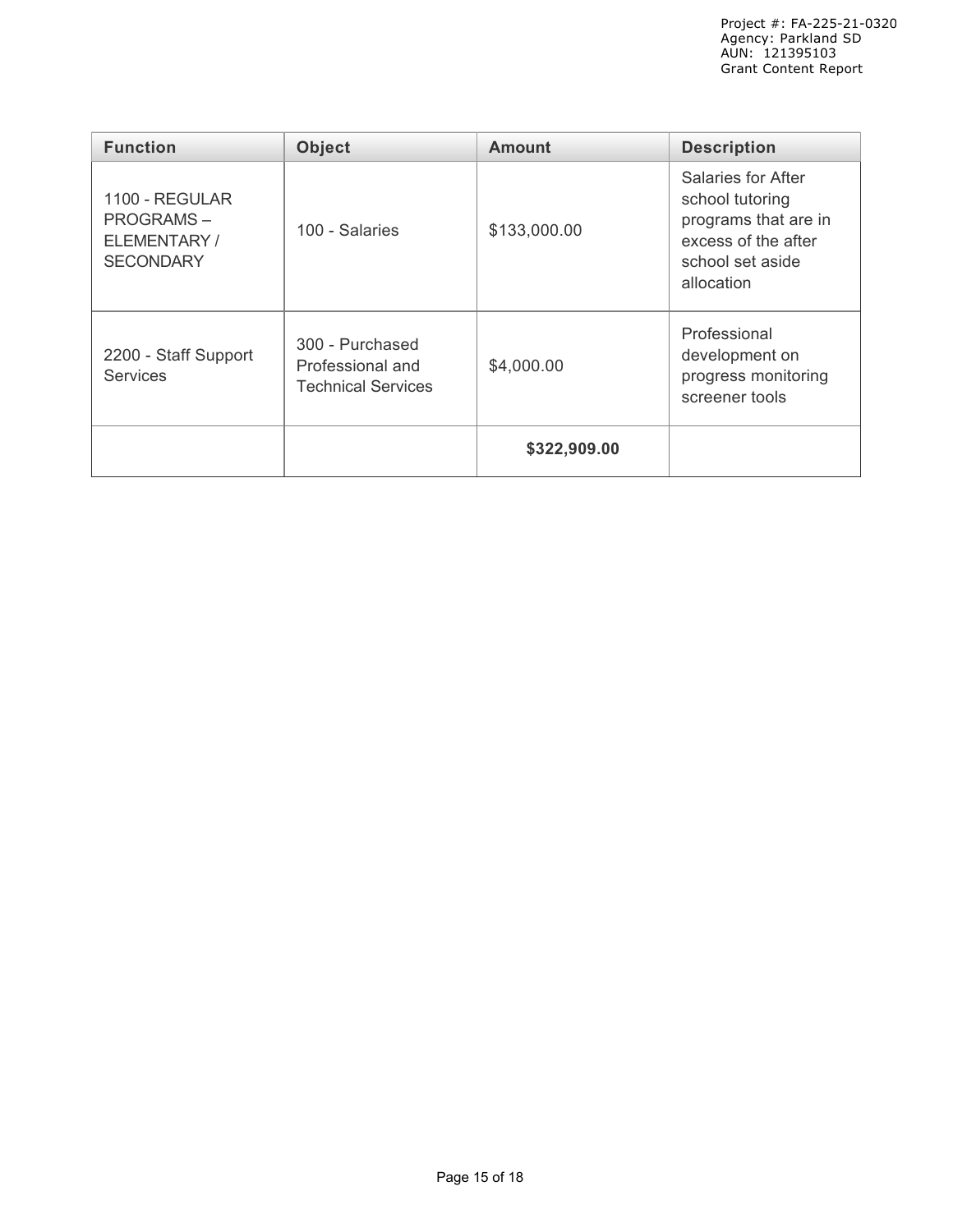| Function | Object | Amount | Description |
| --- | --- | --- | --- |
| 1100 - REGULAR PROGRAMS – ELEMENTARY / SECONDARY | 100 - Salaries | $133,000.00 | Salaries for After school tutoring programs that are in excess of the after school set aside allocation |
| 2200 - Staff Support Services | 300 - Purchased Professional and Technical Services | $4,000.00 | Professional development on progress monitoring screener tools |
| | | **$322,909.00** | |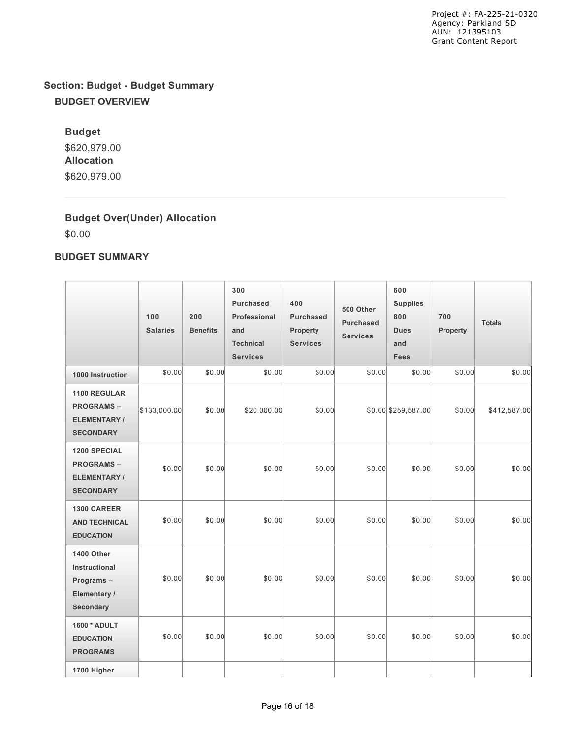## Section: Budget - Budget Summary

### BUDGET OVERVIEW

**Budget**

$620,979.00

**Allocation**

$620,979.00

**Budget Over(Under) Allocation**

$0.00

### BUDGET SUMMARY

| | 100 Salaries | 200 Benefits | 300 Purchased Professional and Technical Services | 400 Purchased Property Services | 500 Other Purchased Services | 600 Supplies 800 Dues and Fees | 700 Property | Totals |
|---|---|---|---|---|---|---|---|---|
| **1000 Instruction** | $0.00 | $0.00 | $0.00 | $0.00 | $0.00 | $0.00 | $0.00 | $0.00 |
| **1100 REGULAR PROGRAMS – ELEMENTARY / SECONDARY** | $133,000.00 | $0.00 | $20,000.00 | $0.00 | $0.00 | $259,587.00 | $0.00 | $412,587.00 |
| **1200 SPECIAL PROGRAMS – ELEMENTARY / SECONDARY** | $0.00 | $0.00 | $0.00 | $0.00 | $0.00 | $0.00 | $0.00 | $0.00 |
| **1300 CAREER AND TECHNICAL EDUCATION** | $0.00 | $0.00 | $0.00 | $0.00 | $0.00 | $0.00 | $0.00 | $0.00 |
| **1400 Other Instructional Programs – Elementary / Secondary** | $0.00 | $0.00 | $0.00 | $0.00 | $0.00 | $0.00 | $0.00 | $0.00 |
| **1600 * ADULT EDUCATION PROGRAMS** | $0.00 | $0.00 | $0.00 | $0.00 | $0.00 | $0.00 | $0.00 | $0.00 |
| **1700 Higher** | | | | | | | | |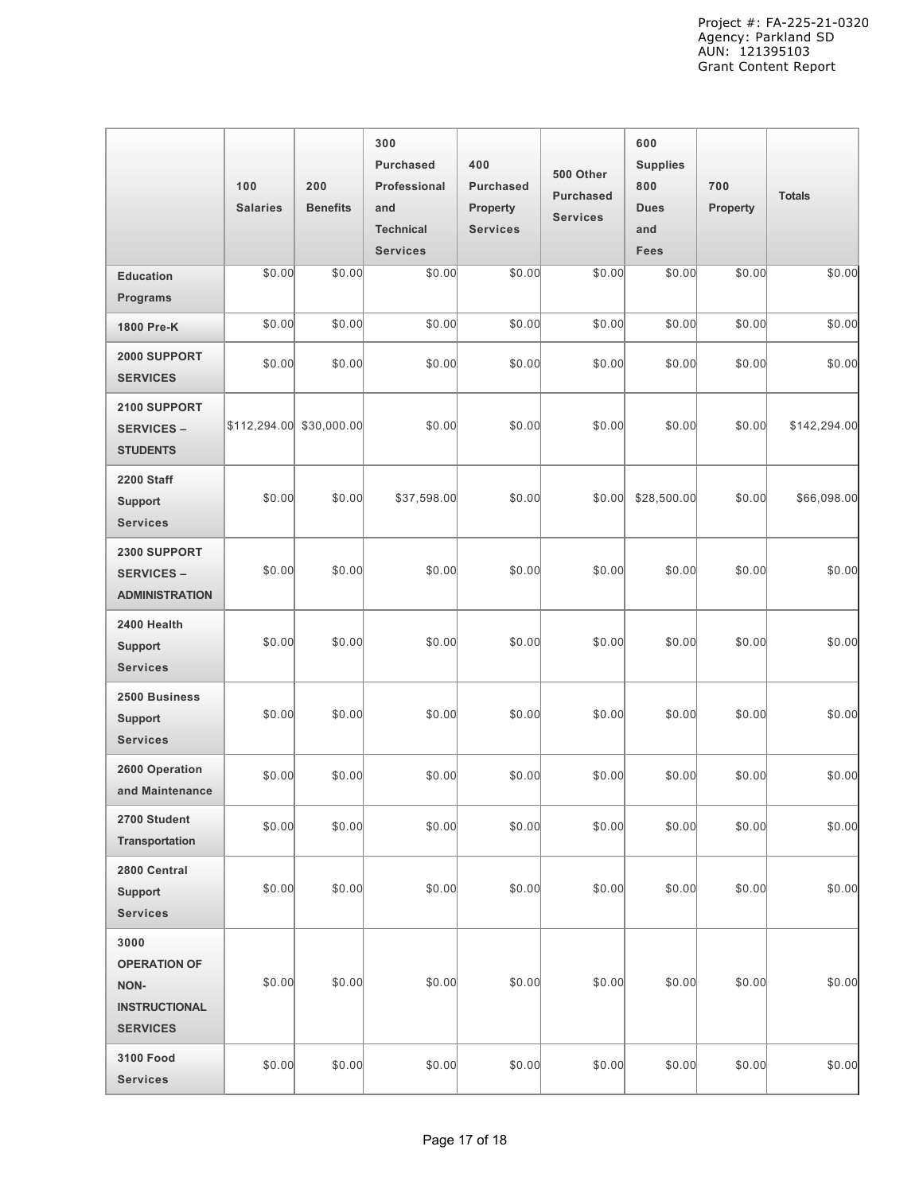| | 100 Salaries | 200 Benefits | 300 Purchased Professional and Technical Services | 400 Purchased Property Services | 500 Other Purchased Services | 600 Supplies 800 Dues and Fees | 700 Property | Totals |
|---|---|---|---|---|---|---|---|---|
| **Education Programs** | $0.00 | $0.00 | $0.00 | $0.00 | $0.00 | $0.00 | $0.00 | $0.00 |
| **1800 Pre-K** | $0.00 | $0.00 | $0.00 | $0.00 | $0.00 | $0.00 | $0.00 | $0.00 |
| **2000 SUPPORT SERVICES** | $0.00 | $0.00 | $0.00 | $0.00 | $0.00 | $0.00 | $0.00 | $0.00 |
| **2100 SUPPORT SERVICES – STUDENTS** | $112,294.00 | $30,000.00 | $0.00 | $0.00 | $0.00 | $0.00 | $0.00 | $142,294.00 |
| **2200 Staff Support Services** | $0.00 | $0.00 | $37,598.00 | $0.00 | $0.00 | $28,500.00 | $0.00 | $66,098.00 |
| **2300 SUPPORT SERVICES – ADMINISTRATION** | $0.00 | $0.00 | $0.00 | $0.00 | $0.00 | $0.00 | $0.00 | $0.00 |
| **2400 Health Support Services** | $0.00 | $0.00 | $0.00 | $0.00 | $0.00 | $0.00 | $0.00 | $0.00 |
| **2500 Business Support Services** | $0.00 | $0.00 | $0.00 | $0.00 | $0.00 | $0.00 | $0.00 | $0.00 |
| **2600 Operation and Maintenance** | $0.00 | $0.00 | $0.00 | $0.00 | $0.00 | $0.00 | $0.00 | $0.00 |
| **2700 Student Transportation** | $0.00 | $0.00 | $0.00 | $0.00 | $0.00 | $0.00 | $0.00 | $0.00 |
| **2800 Central Support Services** | $0.00 | $0.00 | $0.00 | $0.00 | $0.00 | $0.00 | $0.00 | $0.00 |
| **3000 OPERATION OF NON-INSTRUCTIONAL SERVICES** | $0.00 | $0.00 | $0.00 | $0.00 | $0.00 | $0.00 | $0.00 | $0.00 |
| **3100 Food Services** | $0.00 | $0.00 | $0.00 | $0.00 | $0.00 | $0.00 | $0.00 | $0.00 |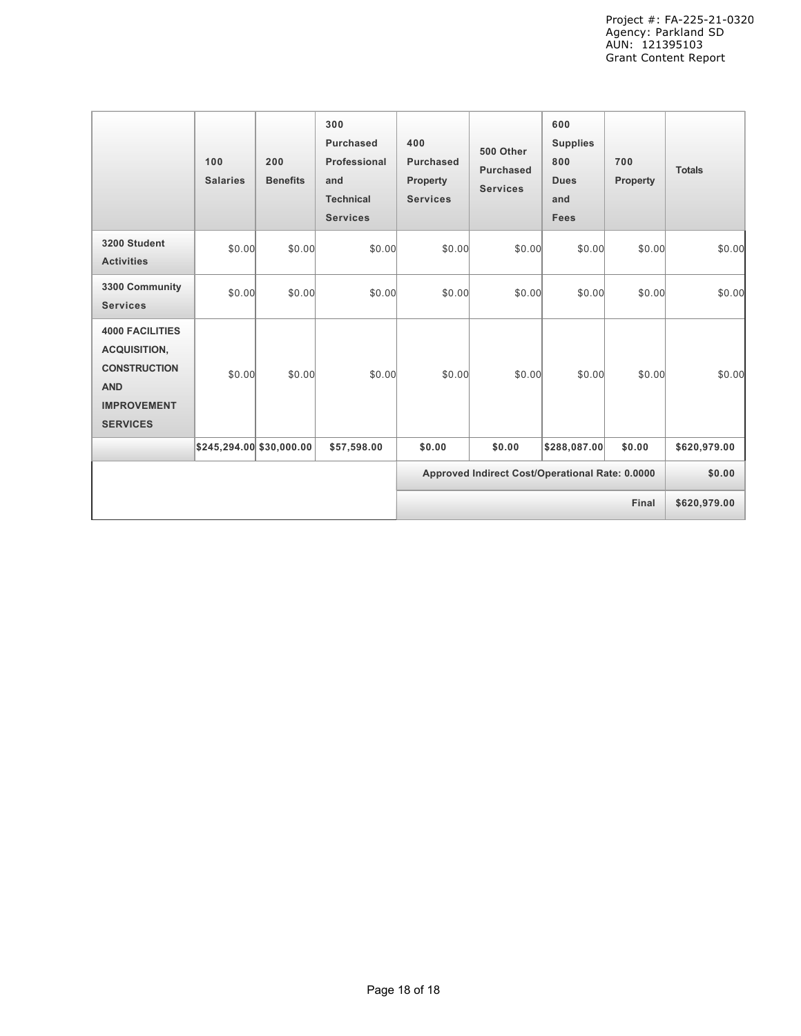| | 100 Salaries | 200 Benefits | 300 Purchased Professional and Technical Services | 400 Purchased Property Services | 500 Other Purchased Services | 600 Supplies 800 Dues and Fees | 700 Property | Totals |
|---|---|---|---|---|---|---|---|---|
| **3200 Student Activities** | $0.00 | $0.00 | $0.00 | $0.00 | $0.00 | $0.00 | $0.00 | $0.00 |
| **3300 Community Services** | $0.00 | $0.00 | $0.00 | $0.00 | $0.00 | $0.00 | $0.00 | $0.00 |
| **4000 FACILITIES ACQUISITION, CONSTRUCTION AND IMPROVEMENT SERVICES** | $0.00 | $0.00 | $0.00 | $0.00 | $0.00 | $0.00 | $0.00 | $0.00 |
| | **$245,294.00** | **$30,000.00** | **$57,598.00** | **$0.00** | **$0.00** | **$288,087.00** | **$0.00** | **$620,979.00** |
| | | | | **Approved Indirect Cost/Operational Rate: 0.0000** | | | | **$0.00** |
| | | | | | | | **Final** | **$620,979.00** |